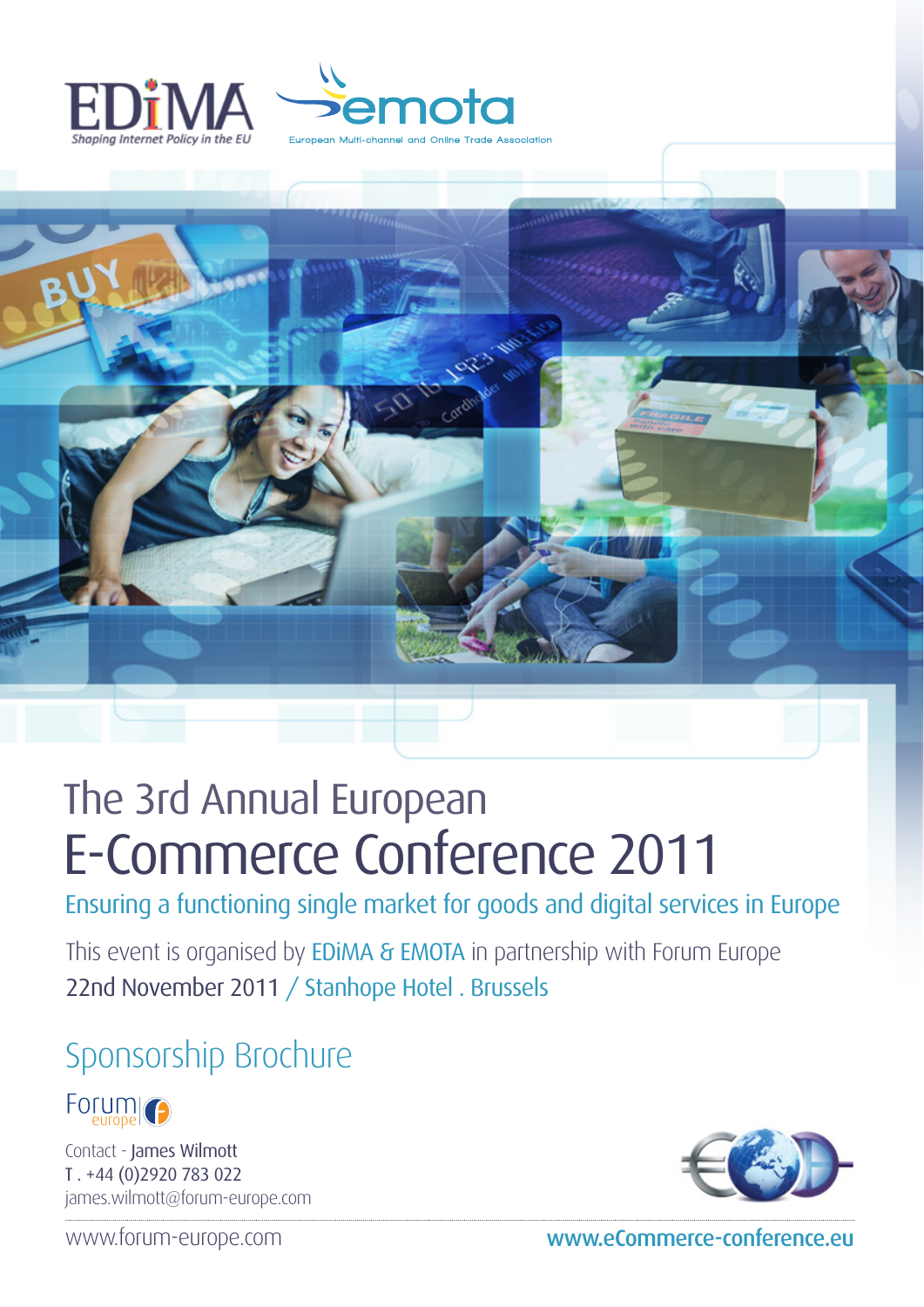EDiMA
*Shaping Internet Policy in the EU*

emota
European Multi-channel and Online Trade Association

# The 3rd Annual European E-Commerce Conference 2011

## Ensuring a functioning single market for goods and digital services in Europe

This event is organised by EDiMA & EMOTA in partnership with Forum Europe

22nd November 2011 / Stanhope Hotel . Brussels

## Sponsorship Brochure

Forum europe

Contact - James Wilmott
T . +44 (0)2920 783 022
james.wilmott@forum-europe.com

www.forum-europe.com

**www.eCommerce-conference.eu**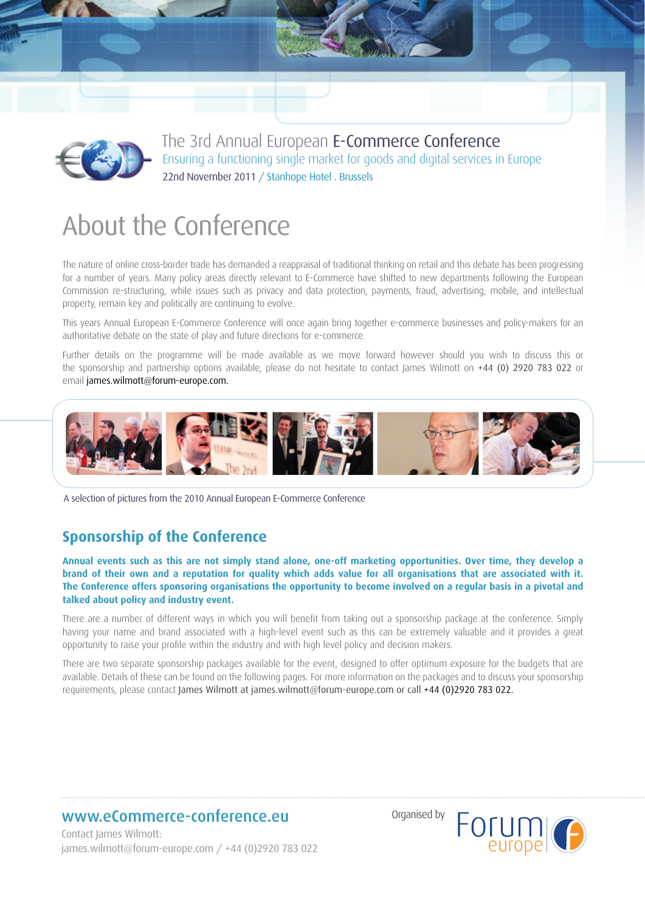The 3rd Annual European **E-Commerce Conference**

Ensuring a functioning single market for goods and digital services in Europe

22nd November 2011 / Stanhope Hotel . Brussels

# About the Conference

The nature of online cross-border trade has demanded a reappraisal of traditional thinking on retail and this debate has been progressing for a number of years. Many policy areas directly relevant to E-Commerce have shifted to new departments following the European Commission re-structuring, while issues such as privacy and data protection, payments, fraud, advertising, mobile, and intellectual property, remain key and politically are continuing to evolve.

This years Annual European E-Commerce Conference will once again bring together e-commerce businesses and policy-makers for an authoritative debate on the state of play and future directions for e-commerce.

Further details on the programme will be made available as we move forward however should you wish to discuss this or the sponsorship and partnership options available, please do not hesitate to contact James Wilmott on +44 (0) 2920 783 022 or email james.wilmott@forum-europe.com.

A selection of pictures from the 2010 Annual European E-Commerce Conference

## Sponsorship of the Conference

**Annual events such as this are not simply stand alone, one-off marketing opportunities. Over time, they develop a brand of their own and a reputation for quality which adds value for all organisations that are associated with it. The Conference offers sponsoring organisations the opportunity to become involved on a regular basis in a pivotal and talked about policy and industry event.**

There are a number of different ways in which you will benefit from taking out a sponsorship package at the conference. Simply having your name and brand associated with a high-level event such as this can be extremely valuable and it provides a great opportunity to raise your profile within the industry and with high level policy and decision makers.

There are two separate sponsorship packages available for the event, designed to offer optimum exposure for the budgets that are available. Details of these can be found on the following pages. For more information on the packages and to discuss your sponsorship requirements, please contact James Wilmott at james.wilmott@forum-europe.com or call +44 (0)2920 783 022.

**www.eCommerce-conference.eu**

Contact James Wilmott:
james.wilmott@forum-europe.com / +44 (0)2920 783 022

Organised by Forum europe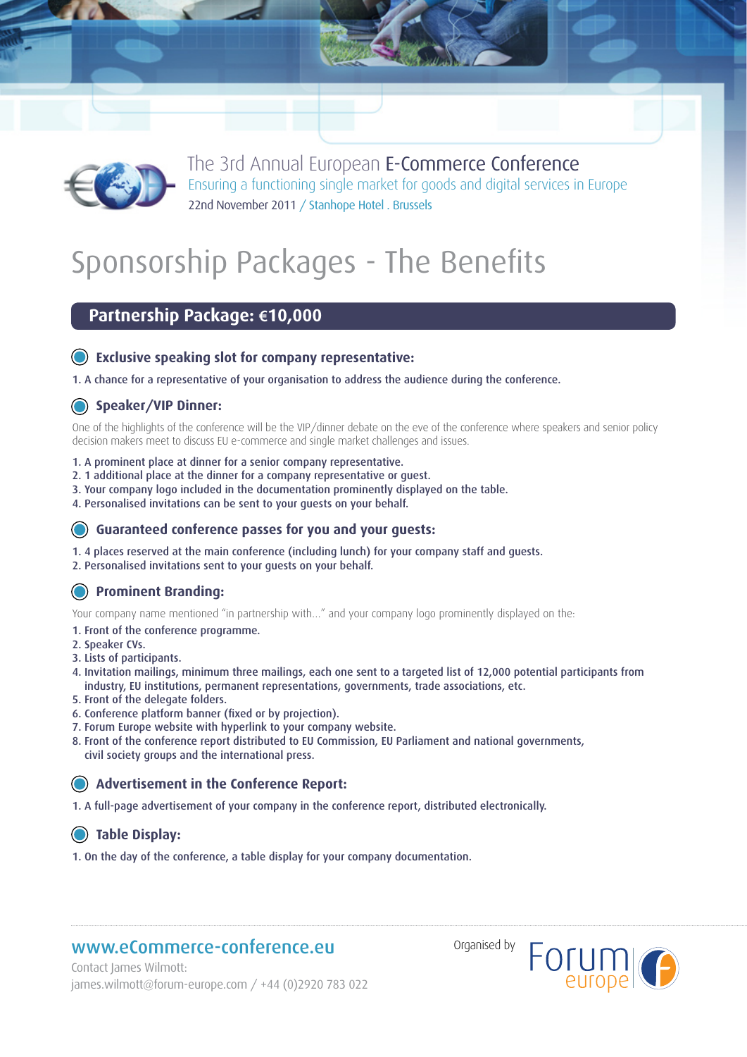The 3rd Annual European E-Commerce Conference

Ensuring a functioning single market for goods and digital services in Europe

22nd November 2011 / Stanhope Hotel . Brussels

# Sponsorship Packages - The Benefits

## Partnership Package: €10,000

### Exclusive speaking slot for company representative:

1. A chance for a representative of your organisation to address the audience during the conference.

### Speaker/VIP Dinner:

One of the highlights of the conference will be the VIP/dinner debate on the eve of the conference where speakers and senior policy decision makers meet to discuss EU e-commerce and single market challenges and issues.

1. A prominent place at dinner for a senior company representative.
2. 1 additional place at the dinner for a company representative or guest.
3. Your company logo included in the documentation prominently displayed on the table.
4. Personalised invitations can be sent to your guests on your behalf.

### Guaranteed conference passes for you and your guests:

1. 4 places reserved at the main conference (including lunch) for your company staff and guests.
2. Personalised invitations sent to your guests on your behalf.

### Prominent Branding:

Your company name mentioned "in partnership with..." and your company logo prominently displayed on the:

1. Front of the conference programme.
2. Speaker CVs.
3. Lists of participants.
4. Invitation mailings, minimum three mailings, each one sent to a targeted list of 12,000 potential participants from industry, EU institutions, permanent representations, governments, trade associations, etc.
5. Front of the delegate folders.
6. Conference platform banner (fixed or by projection).
7. Forum Europe website with hyperlink to your company website.
8. Front of the conference report distributed to EU Commission, EU Parliament and national governments, civil society groups and the international press.

### Advertisement in the Conference Report:

1. A full-page advertisement of your company in the conference report, distributed electronically.

### Table Display:

1. On the day of the conference, a table display for your company documentation.

**www.eCommerce-conference.eu**

Contact James Wilmott:
james.wilmott@forum-europe.com / +44 (0)2920 783 022

Organised by Forum europe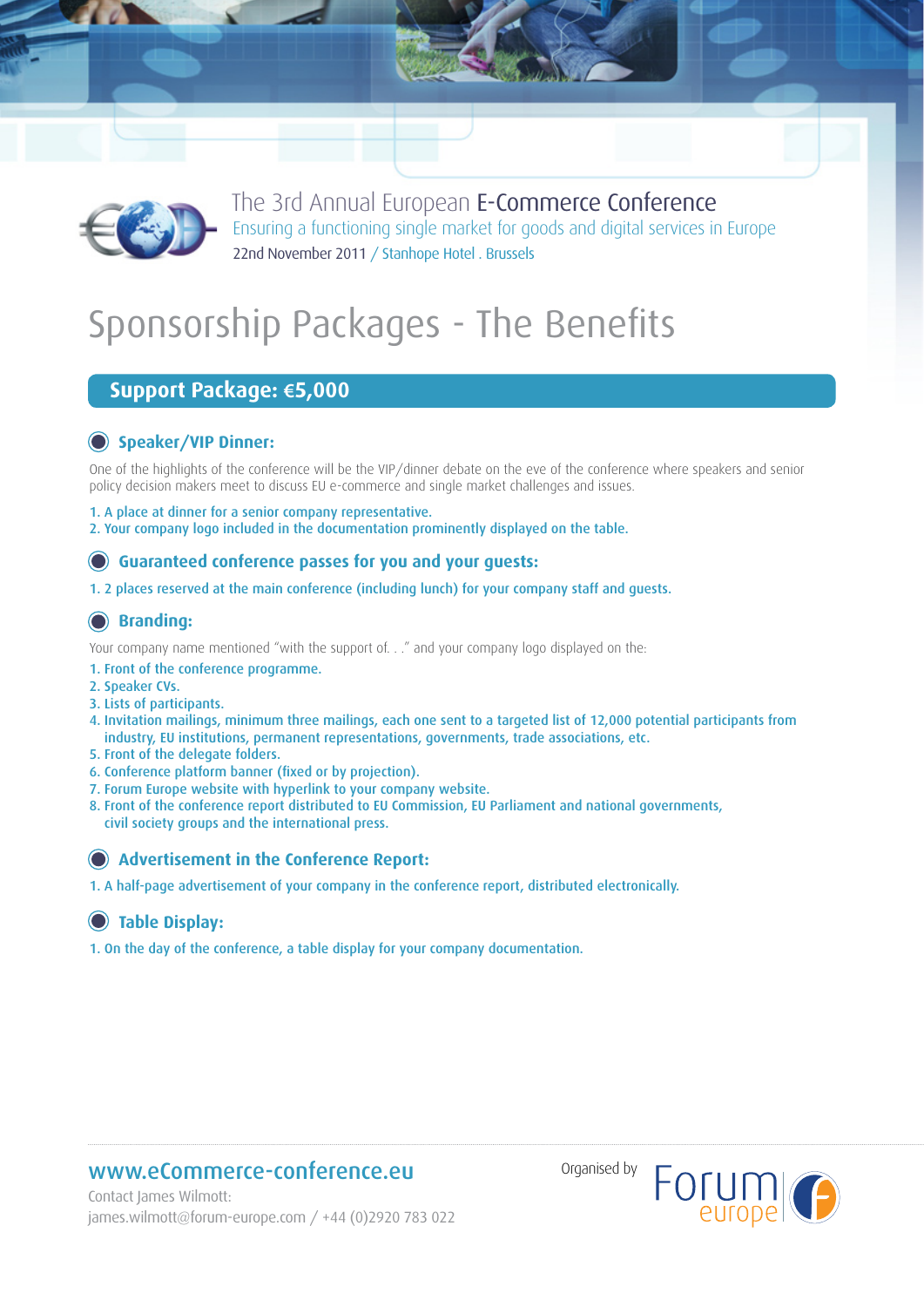The 3rd Annual European E-Commerce Conference
Ensuring a functioning single market for goods and digital services in Europe
22nd November 2011 / Stanhope Hotel . Brussels

# Sponsorship Packages - The Benefits

## Support Package: €5,000

### Speaker/VIP Dinner:

One of the highlights of the conference will be the VIP/dinner debate on the eve of the conference where speakers and senior policy decision makers meet to discuss EU e-commerce and single market challenges and issues.

1. A place at dinner for a senior company representative.
2. Your company logo included in the documentation prominently displayed on the table.

### Guaranteed conference passes for you and your guests:

1. 2 places reserved at the main conference (including lunch) for your company staff and guests.

### Branding:

Your company name mentioned "with the support of. . ." and your company logo displayed on the:

1. Front of the conference programme.
2. Speaker CVs.
3. Lists of participants.
4. Invitation mailings, minimum three mailings, each one sent to a targeted list of 12,000 potential participants from industry, EU institutions, permanent representations, governments, trade associations, etc.
5. Front of the delegate folders.
6. Conference platform banner (fixed or by projection).
7. Forum Europe website with hyperlink to your company website.
8. Front of the conference report distributed to EU Commission, EU Parliament and national governments, civil society groups and the international press.

### Advertisement in the Conference Report:

1. A half-page advertisement of your company in the conference report, distributed electronically.

### Table Display:

1. On the day of the conference, a table display for your company documentation.

www.eCommerce-conference.eu
Contact James Wilmott:
james.wilmott@forum-europe.com / +44 (0)2920 783 022

Organised by Forum europe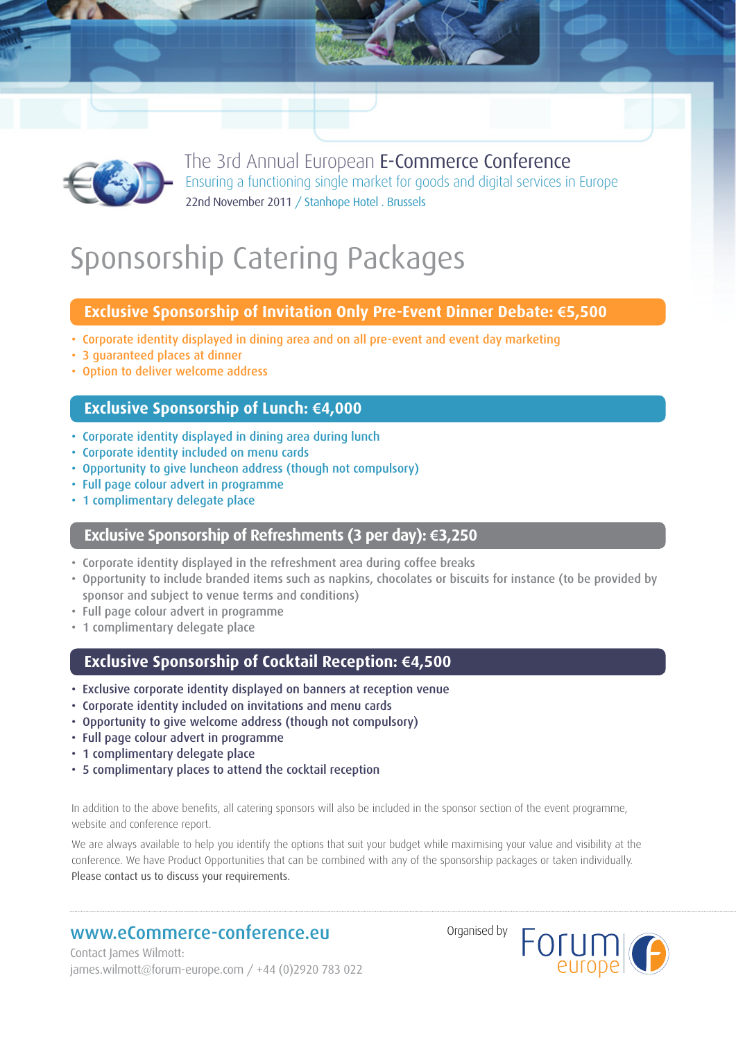The 3rd Annual European E-Commerce Conference

Ensuring a functioning single market for goods and digital services in Europe

22nd November 2011 / Stanhope Hotel . Brussels

# Sponsorship Catering Packages

## Exclusive Sponsorship of Invitation Only Pre-Event Dinner Debate: €5,500

- Corporate identity displayed in dining area and on all pre-event and event day marketing
- 3 guaranteed places at dinner
- Option to deliver welcome address

## Exclusive Sponsorship of Lunch: €4,000

- Corporate identity displayed in dining area during lunch
- Corporate identity included on menu cards
- Opportunity to give luncheon address (though not compulsory)
- Full page colour advert in programme
- 1 complimentary delegate place

## Exclusive Sponsorship of Refreshments (3 per day): €3,250

- Corporate identity displayed in the refreshment area during coffee breaks
- Opportunity to include branded items such as napkins, chocolates or biscuits for instance (to be provided by sponsor and subject to venue terms and conditions)
- Full page colour advert in programme
- 1 complimentary delegate place

## Exclusive Sponsorship of Cocktail Reception: €4,500

- Exclusive corporate identity displayed on banners at reception venue
- Corporate identity included on invitations and menu cards
- Opportunity to give welcome address (though not compulsory)
- Full page colour advert in programme
- 1 complimentary delegate place
- 5 complimentary places to attend the cocktail reception

In addition to the above benefits, all catering sponsors will also be included in the sponsor section of the event programme, website and conference report.

We are always available to help you identify the options that suit your budget while maximising your value and visibility at the conference. We have Product Opportunities that can be combined with any of the sponsorship packages or taken individually. Please contact us to discuss your requirements.

**www.eCommerce-conference.eu**

Contact James Wilmott:
james.wilmott@forum-europe.com / +44 (0)2920 783 022

Organised by Forum europe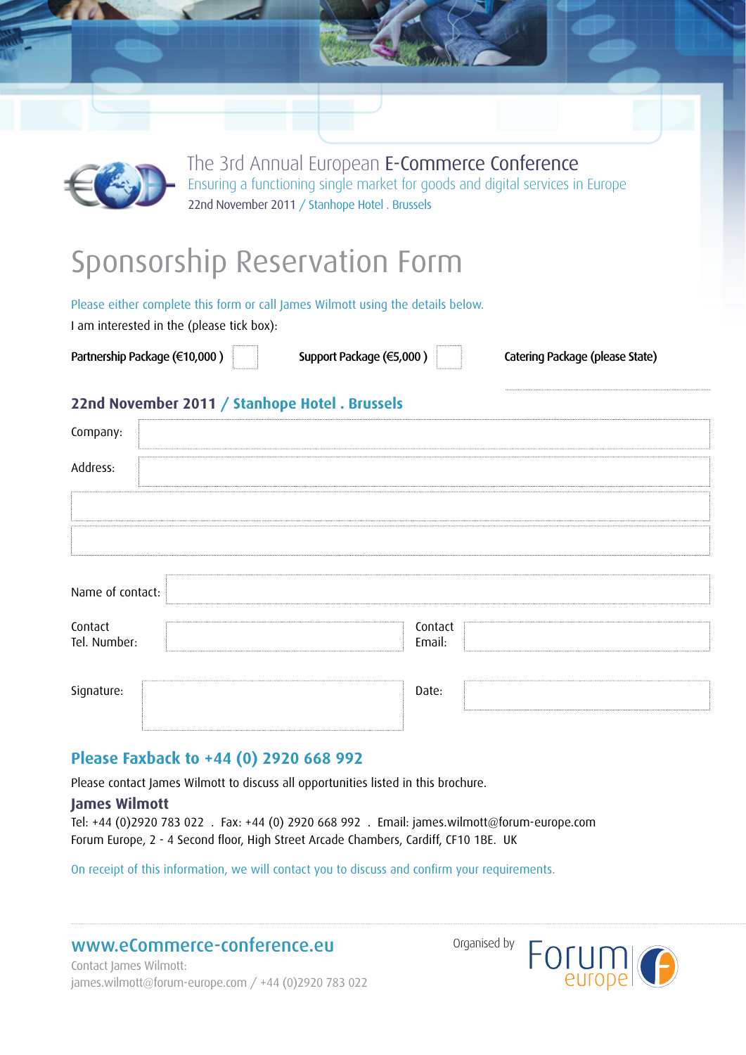The 3rd Annual European **E-Commerce Conference**

Ensuring a functioning single market for goods and digital services in Europe

22nd November 2011 / Stanhope Hotel . Brussels

# Sponsorship Reservation Form

Please either complete this form or call James Wilmott using the details below.

I am interested in the (please tick box):

Partnership Package (€10,000 ) ☐ Support Package (€5,000 ) ☐ Catering Package (please State) ____________

## 22nd November 2011 / Stanhope Hotel . Brussels

Company:

Address:

Name of contact:

Contact Tel. Number:

Contact Email:

Signature:

Date:

## Please Faxback to +44 (0) 2920 668 992

Please contact James Wilmott to discuss all opportunities listed in this brochure.

**James Wilmott**

Tel: +44 (0)2920 783 022 . Fax: +44 (0) 2920 668 992 . Email: james.wilmott@forum-europe.com

Forum Europe, 2 - 4 Second floor, High Street Arcade Chambers, Cardiff, CF10 1BE. UK

On receipt of this information, we will contact you to discuss and confirm your requirements.

**www.eCommerce-conference.eu**

Contact James Wilmott:

james.wilmott@forum-europe.com / +44 (0)2920 783 022

Organised by Forum europe